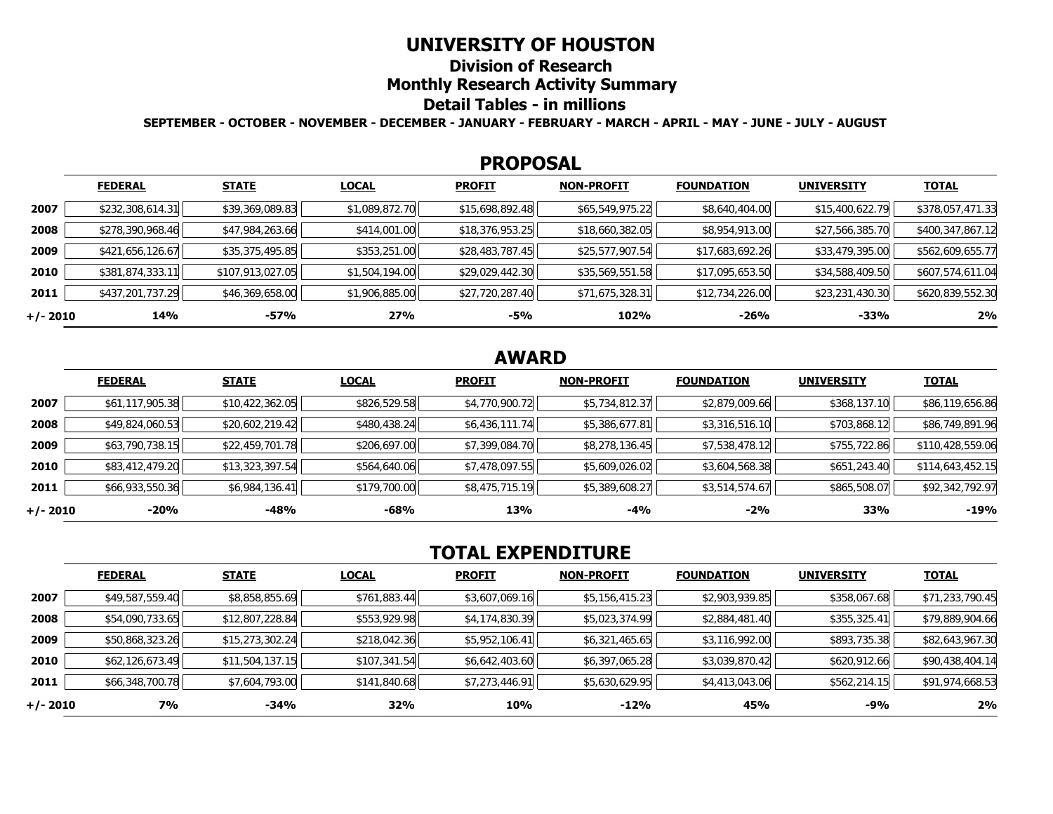# UNIVERSITY OF HOUSTON

## Division of Research

## Monthly Research Activity Summary

## Detail Tables - in millions

**SEPTEMBER - OCTOBER - NOVEMBER - DECEMBER - JANUARY - FEBRUARY - MARCH - APRIL - MAY - JUNE - JULY - AUGUST**

### PROPOSAL

| | FEDERAL | STATE | LOCAL | PROFIT | NON-PROFIT | FOUNDATION | UNIVERSITY | TOTAL |
|---|---|---|---|---|---|---|---|---|
| **2007** | $232,308,614.31 | $39,369,089.83 | $1,089,872.70 | $15,698,892.48 | $65,549,975.22 | $8,640,404.00 | $15,400,622.79 | $378,057,471.33 |
| **2008** | $278,390,968.46 | $47,984,263.66 | $414,001.00 | $18,376,953.25 | $18,660,382.05 | $8,954,913.00 | $27,566,385.70 | $400,347,867.12 |
| **2009** | $421,656,126.67 | $35,375,495.85 | $353,251.00 | $28,483,787.45 | $25,577,907.54 | $17,683,692.26 | $33,479,395.00 | $562,609,655.77 |
| **2010** | $381,874,333.11 | $107,913,027.05 | $1,504,194.00 | $29,029,442.30 | $35,569,551.58 | $17,095,653.50 | $34,588,409.50 | $607,574,611.04 |
| **2011** | $437,201,737.29 | $46,369,658.00 | $1,906,885.00 | $27,720,287.40 | $71,675,328.31 | $12,734,226.00 | $23,231,430.30 | $620,839,552.30 |
| **+/- 2010** | **14%** | **-57%** | **27%** | **-5%** | **102%** | **-26%** | **-33%** | **2%** |

### AWARD

| | FEDERAL | STATE | LOCAL | PROFIT | NON-PROFIT | FOUNDATION | UNIVERSITY | TOTAL |
|---|---|---|---|---|---|---|---|---|
| **2007** | $61,117,905.38 | $10,422,362.05 | $826,529.58 | $4,770,900.72 | $5,734,812.37 | $2,879,009.66 | $368,137.10 | $86,119,656.86 |
| **2008** | $49,824,060.53 | $20,602,219.42 | $480,438.24 | $6,436,111.74 | $5,386,677.81 | $3,316,516.10 | $703,868.12 | $86,749,891.96 |
| **2009** | $63,790,738.15 | $22,459,701.78 | $206,697.00 | $7,399,084.70 | $8,278,136.45 | $7,538,478.12 | $755,722.86 | $110,428,559.06 |
| **2010** | $83,412,479.20 | $13,323,397.54 | $564,640.06 | $7,478,097.55 | $5,609,026.02 | $3,604,568.38 | $651,243.40 | $114,643,452.15 |
| **2011** | $66,933,550.36 | $6,984,136.41 | $179,700.00 | $8,475,715.19 | $5,389,608.27 | $3,514,574.67 | $865,508.07 | $92,342,792.97 |
| **+/- 2010** | **-20%** | **-48%** | **-68%** | **13%** | **-4%** | **-2%** | **33%** | **-19%** |

### TOTAL EXPENDITURE

| | FEDERAL | STATE | LOCAL | PROFIT | NON-PROFIT | FOUNDATION | UNIVERSITY | TOTAL |
|---|---|---|---|---|---|---|---|---|
| **2007** | $49,587,559.40 | $8,858,855.69 | $761,883.44 | $3,607,069.16 | $5,156,415.23 | $2,903,939.85 | $358,067.68 | $71,233,790.45 |
| **2008** | $54,090,733.65 | $12,807,228.84 | $553,929.98 | $4,174,830.39 | $5,023,374.99 | $2,884,481.40 | $355,325.41 | $79,889,904.66 |
| **2009** | $50,868,323.26 | $15,273,302.24 | $218,042.36 | $5,952,106.41 | $6,321,465.65 | $3,116,992.00 | $893,735.38 | $82,643,967.30 |
| **2010** | $62,126,673.49 | $11,504,137.15 | $107,341.54 | $6,642,403.60 | $6,397,065.28 | $3,039,870.42 | $620,912.66 | $90,438,404.14 |
| **2011** | $66,348,700.78 | $7,604,793.00 | $141,840.68 | $7,273,446.91 | $5,630,629.95 | $4,413,043.06 | $562,214.15 | $91,974,668.53 |
| **+/- 2010** | **7%** | **-34%** | **32%** | **10%** | **-12%** | **45%** | **-9%** | **2%** |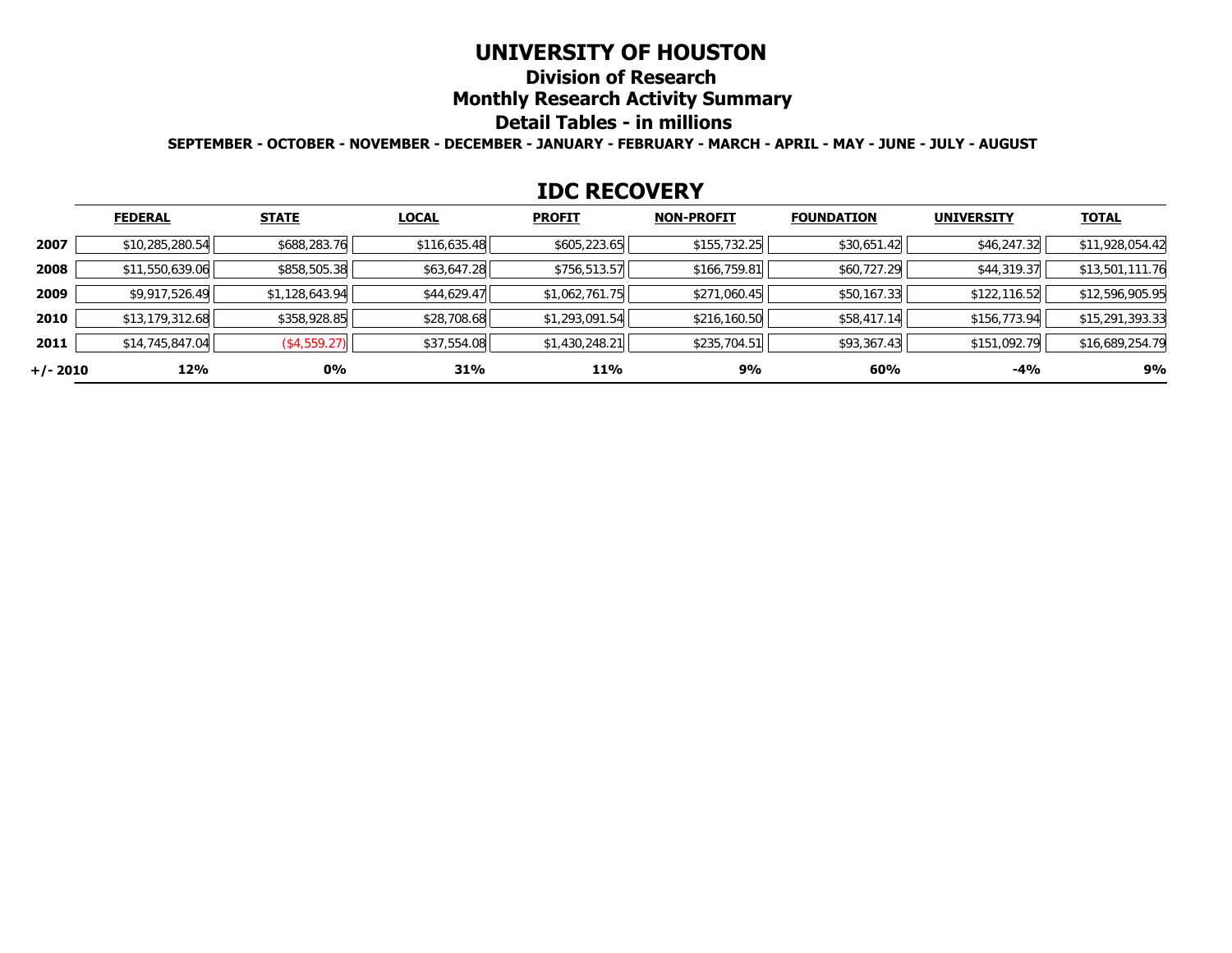# UNIVERSITY OF HOUSTON

## Division of Research

## Monthly Research Activity Summary

## Detail Tables - in millions

**SEPTEMBER - OCTOBER - NOVEMBER - DECEMBER - JANUARY - FEBRUARY - MARCH - APRIL - MAY - JUNE - JULY - AUGUST**

## IDC RECOVERY

| | FEDERAL | STATE | LOCAL | PROFIT | NON-PROFIT | FOUNDATION | UNIVERSITY | TOTAL |
|---|---|---|---|---|---|---|---|---|
| **2007** | $10,285,280.54 | $688,283.76 | $116,635.48 | $605,223.65 | $155,732.25 | $30,651.42 | $46,247.32 | $11,928,054.42 |
| **2008** | $11,550,639.06 | $858,505.38 | $63,647.28 | $756,513.57 | $166,759.81 | $60,727.29 | $44,319.37 | $13,501,111.76 |
| **2009** | $9,917,526.49 | $1,128,643.94 | $44,629.47 | $1,062,761.75 | $271,060.45 | $50,167.33 | $122,116.52 | $12,596,905.95 |
| **2010** | $13,179,312.68 | $358,928.85 | $28,708.68 | $1,293,091.54 | $216,160.50 | $58,417.14 | $156,773.94 | $15,291,393.33 |
| **2011** | $14,745,847.04 | ($4,559.27) | $37,554.08 | $1,430,248.21 | $235,704.51 | $93,367.43 | $151,092.79 | $16,689,254.79 |
| **+/- 2010** | **12%** | **0%** | **31%** | **11%** | **9%** | **60%** | **-4%** | **9%** |